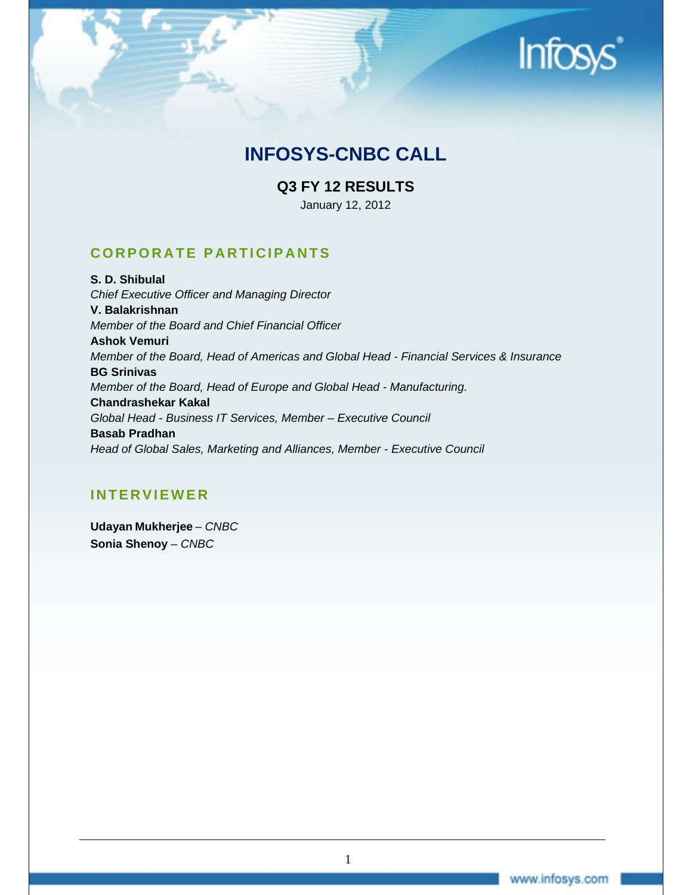# INFOSYS-CNBC CALL

## Q3 FY 12 RESULTS

January 12, 2012

### CORPORATE PARTICIPANTS

**S. D. Shibulal**
*Chief Executive Officer and Managing Director*
**V. Balakrishnan**
*Member of the Board and Chief Financial Officer*
**Ashok Vemuri**
*Member of the Board, Head of Americas and Global Head - Financial Services & Insurance*
**BG Srinivas**
*Member of the Board, Head of Europe and Global Head - Manufacturing.*
**Chandrashekar Kakal**
*Global Head - Business IT Services, Member – Executive Council*
**Basab Pradhan**
*Head of Global Sales, Marketing and Alliances, Member - Executive Council*

### INTERVIEWER

**Udayan Mukherjee** – *CNBC*
**Sonia Shenoy** – *CNBC*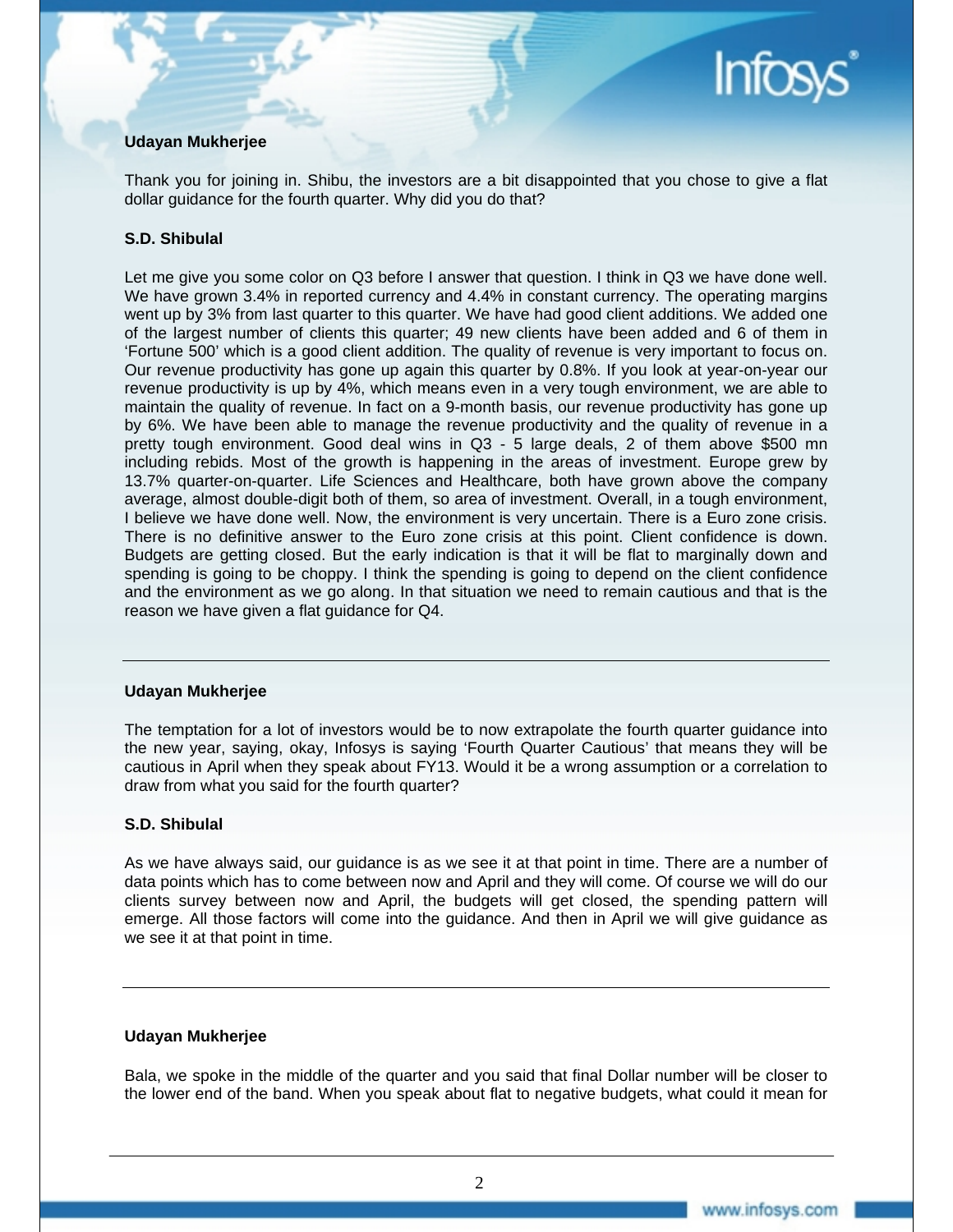**Udayan Mukherjee**

Thank you for joining in. Shibu, the investors are a bit disappointed that you chose to give a flat dollar guidance for the fourth quarter. Why did you do that?

**S.D. Shibulal**

Let me give you some color on Q3 before I answer that question. I think in Q3 we have done well. We have grown 3.4% in reported currency and 4.4% in constant currency. The operating margins went up by 3% from last quarter to this quarter. We have had good client additions. We added one of the largest number of clients this quarter; 49 new clients have been added and 6 of them in 'Fortune 500' which is a good client addition. The quality of revenue is very important to focus on. Our revenue productivity has gone up again this quarter by 0.8%. If you look at year-on-year our revenue productivity is up by 4%, which means even in a very tough environment, we are able to maintain the quality of revenue. In fact on a 9-month basis, our revenue productivity has gone up by 6%. We have been able to manage the revenue productivity and the quality of revenue in a pretty tough environment. Good deal wins in Q3 - 5 large deals, 2 of them above $500 mn including rebids. Most of the growth is happening in the areas of investment. Europe grew by 13.7% quarter-on-quarter. Life Sciences and Healthcare, both have grown above the company average, almost double-digit both of them, so area of investment. Overall, in a tough environment, I believe we have done well. Now, the environment is very uncertain. There is a Euro zone crisis. There is no definitive answer to the Euro zone crisis at this point. Client confidence is down. Budgets are getting closed. But the early indication is that it will be flat to marginally down and spending is going to be choppy. I think the spending is going to depend on the client confidence and the environment as we go along. In that situation we need to remain cautious and that is the reason we have given a flat guidance for Q4.

---

**Udayan Mukherjee**

The temptation for a lot of investors would be to now extrapolate the fourth quarter guidance into the new year, saying, okay, Infosys is saying 'Fourth Quarter Cautious' that means they will be cautious in April when they speak about FY13. Would it be a wrong assumption or a correlation to draw from what you said for the fourth quarter?

**S.D. Shibulal**

As we have always said, our guidance is as we see it at that point in time. There are a number of data points which has to come between now and April and they will come. Of course we will do our clients survey between now and April, the budgets will get closed, the spending pattern will emerge. All those factors will come into the guidance. And then in April we will give guidance as we see it at that point in time.

---

**Udayan Mukherjee**

Bala, we spoke in the middle of the quarter and you said that final Dollar number will be closer to the lower end of the band. When you speak about flat to negative budgets, what could it mean for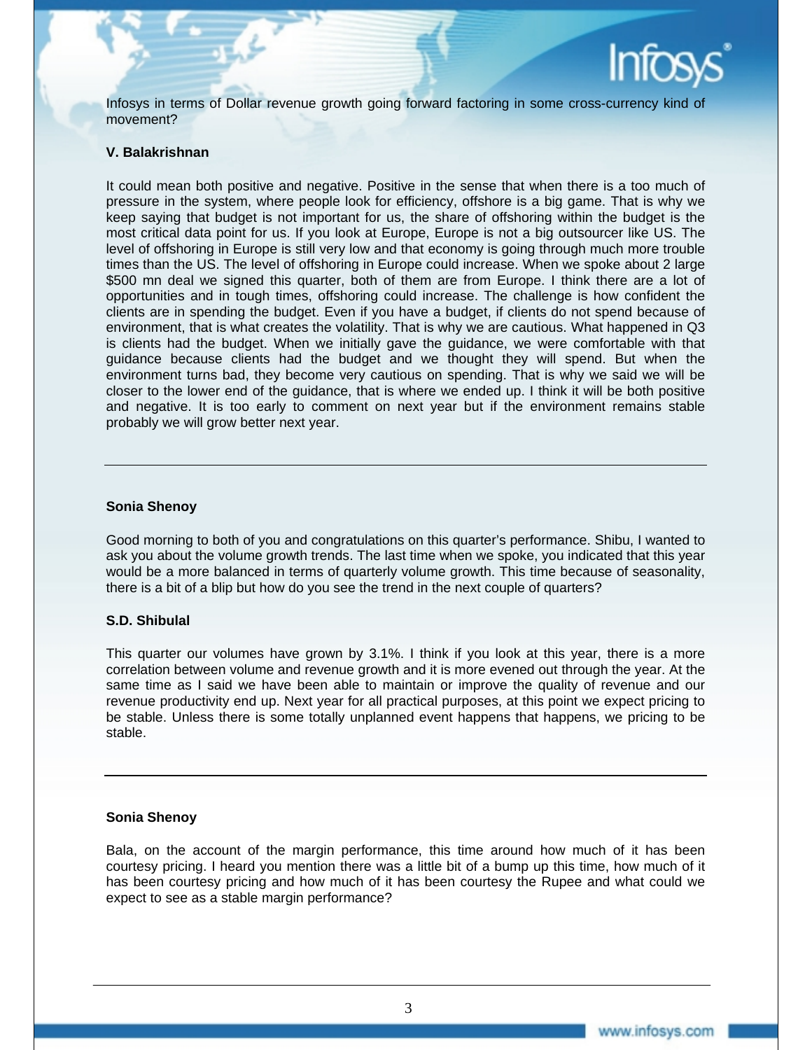Infosys in terms of Dollar revenue growth going forward factoring in some cross-currency kind of movement?

**V. Balakrishnan**

It could mean both positive and negative. Positive in the sense that when there is a too much of pressure in the system, where people look for efficiency, offshore is a big game. That is why we keep saying that budget is not important for us, the share of offshoring within the budget is the most critical data point for us. If you look at Europe, Europe is not a big outsourcer like US. The level of offshoring in Europe is still very low and that economy is going through much more trouble times than the US. The level of offshoring in Europe could increase. When we spoke about 2 large $500 mn deal we signed this quarter, both of them are from Europe. I think there are a lot of opportunities and in tough times, offshoring could increase. The challenge is how confident the clients are in spending the budget. Even if you have a budget, if clients do not spend because of environment, that is what creates the volatility. That is why we are cautious. What happened in Q3 is clients had the budget. When we initially gave the guidance, we were comfortable with that guidance because clients had the budget and we thought they will spend. But when the environment turns bad, they become very cautious on spending. That is why we said we will be closer to the lower end of the guidance, that is where we ended up. I think it will be both positive and negative. It is too early to comment on next year but if the environment remains stable probably we will grow better next year.

---

**Sonia Shenoy**

Good morning to both of you and congratulations on this quarter's performance. Shibu, I wanted to ask you about the volume growth trends. The last time when we spoke, you indicated that this year would be a more balanced in terms of quarterly volume growth. This time because of seasonality, there is a bit of a blip but how do you see the trend in the next couple of quarters?

**S.D. Shibulal**

This quarter our volumes have grown by 3.1%. I think if you look at this year, there is a more correlation between volume and revenue growth and it is more evened out through the year. At the same time as I said we have been able to maintain or improve the quality of revenue and our revenue productivity end up. Next year for all practical purposes, at this point we expect pricing to be stable. Unless there is some totally unplanned event happens that happens, we pricing to be stable.

---

**Sonia Shenoy**

Bala, on the account of the margin performance, this time around how much of it has been courtesy pricing. I heard you mention there was a little bit of a bump up this time, how much of it has been courtesy pricing and how much of it has been courtesy the Rupee and what could we expect to see as a stable margin performance?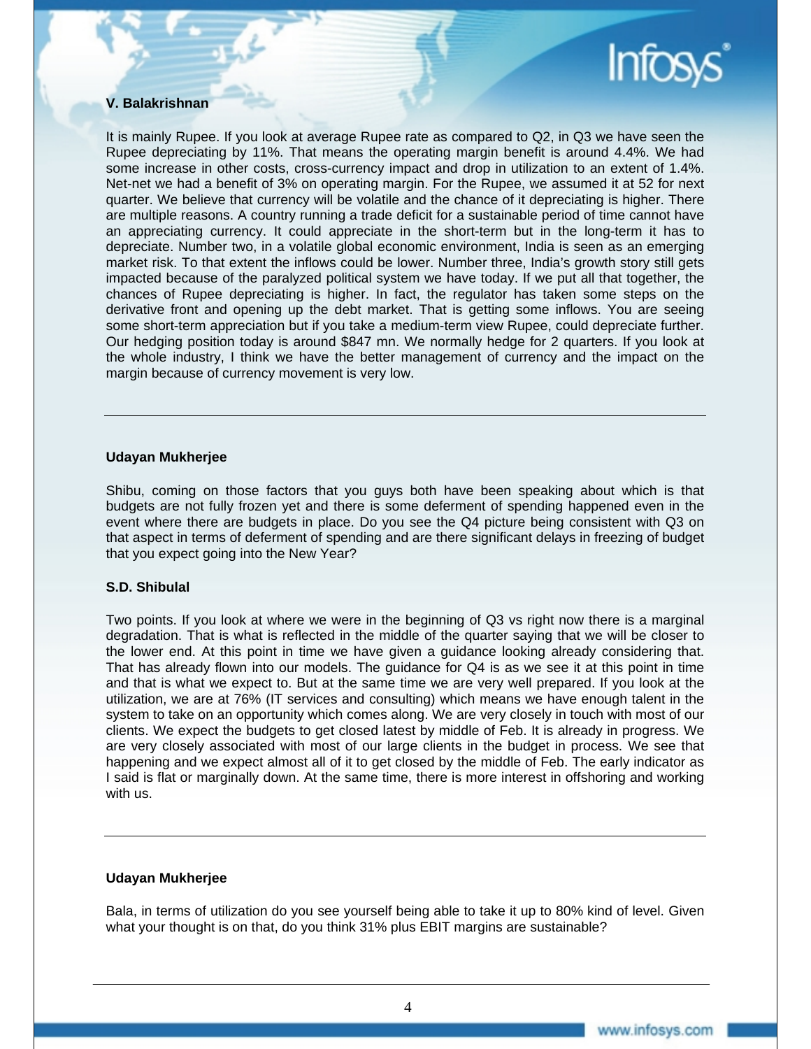**V. Balakrishnan**

It is mainly Rupee. If you look at average Rupee rate as compared to Q2, in Q3 we have seen the Rupee depreciating by 11%. That means the operating margin benefit is around 4.4%. We had some increase in other costs, cross-currency impact and drop in utilization to an extent of 1.4%. Net-net we had a benefit of 3% on operating margin. For the Rupee, we assumed it at 52 for next quarter. We believe that currency will be volatile and the chance of it depreciating is higher. There are multiple reasons. A country running a trade deficit for a sustainable period of time cannot have an appreciating currency. It could appreciate in the short-term but in the long-term it has to depreciate. Number two, in a volatile global economic environment, India is seen as an emerging market risk. To that extent the inflows could be lower. Number three, India's growth story still gets impacted because of the paralyzed political system we have today. If we put all that together, the chances of Rupee depreciating is higher. In fact, the regulator has taken some steps on the derivative front and opening up the debt market. That is getting some inflows. You are seeing some short-term appreciation but if you take a medium-term view Rupee, could depreciate further. Our hedging position today is around \$847 mn. We normally hedge for 2 quarters. If you look at the whole industry, I think we have the better management of currency and the impact on the margin because of currency movement is very low.

---

**Udayan Mukherjee**

Shibu, coming on those factors that you guys both have been speaking about which is that budgets are not fully frozen yet and there is some deferment of spending happened even in the event where there are budgets in place. Do you see the Q4 picture being consistent with Q3 on that aspect in terms of deferment of spending and are there significant delays in freezing of budget that you expect going into the New Year?

**S.D. Shibulal**

Two points. If you look at where we were in the beginning of Q3 vs right now there is a marginal degradation. That is what is reflected in the middle of the quarter saying that we will be closer to the lower end. At this point in time we have given a guidance looking already considering that. That has already flown into our models. The guidance for Q4 is as we see it at this point in time and that is what we expect to. But at the same time we are very well prepared. If you look at the utilization, we are at 76% (IT services and consulting) which means we have enough talent in the system to take on an opportunity which comes along. We are very closely in touch with most of our clients. We expect the budgets to get closed latest by middle of Feb. It is already in progress. We are very closely associated with most of our large clients in the budget in process. We see that happening and we expect almost all of it to get closed by the middle of Feb. The early indicator as I said is flat or marginally down. At the same time, there is more interest in offshoring and working with us.

---

**Udayan Mukherjee**

Bala, in terms of utilization do you see yourself being able to take it up to 80% kind of level. Given what your thought is on that, do you think 31% plus EBIT margins are sustainable?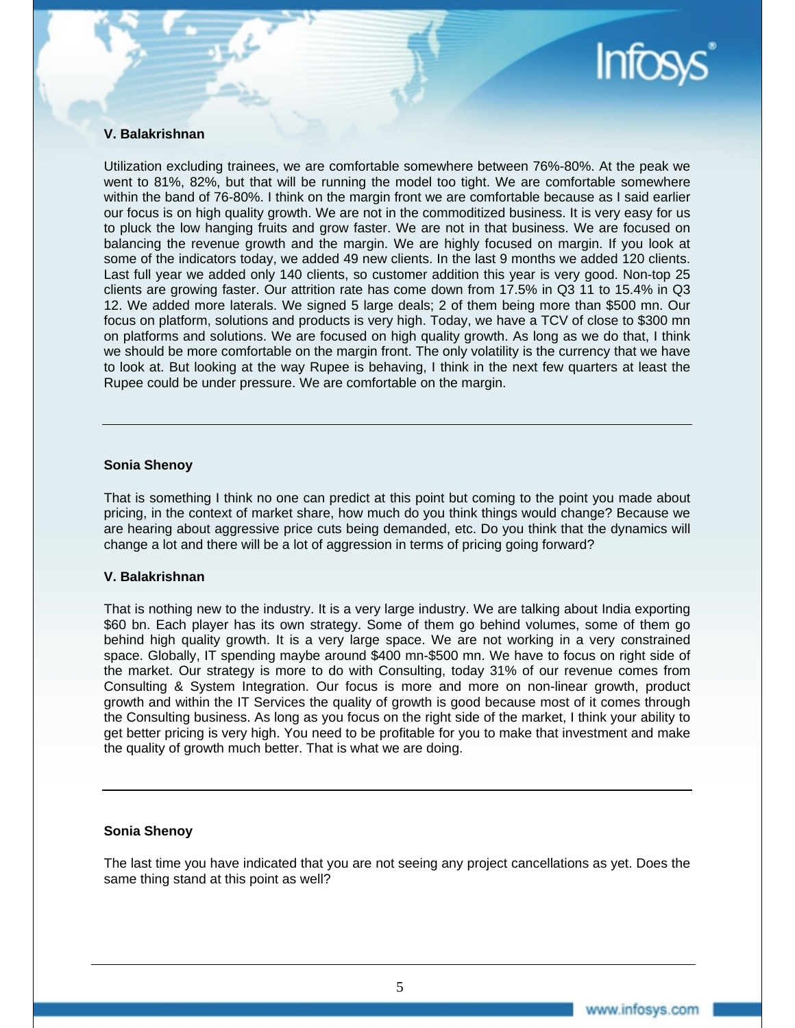**V. Balakrishnan**

Utilization excluding trainees, we are comfortable somewhere between 76%-80%. At the peak we went to 81%, 82%, but that will be running the model too tight. We are comfortable somewhere within the band of 76-80%. I think on the margin front we are comfortable because as I said earlier our focus is on high quality growth. We are not in the commoditized business. It is very easy for us to pluck the low hanging fruits and grow faster. We are not in that business. We are focused on balancing the revenue growth and the margin. We are highly focused on margin. If you look at some of the indicators today, we added 49 new clients. In the last 9 months we added 120 clients. Last full year we added only 140 clients, so customer addition this year is very good. Non-top 25 clients are growing faster. Our attrition rate has come down from 17.5% in Q3 11 to 15.4% in Q3 12. We added more laterals. We signed 5 large deals; 2 of them being more than $500 mn. Our focus on platform, solutions and products is very high. Today, we have a TCV of close to $300 mn on platforms and solutions. We are focused on high quality growth. As long as we do that, I think we should be more comfortable on the margin front. The only volatility is the currency that we have to look at. But looking at the way Rupee is behaving, I think in the next few quarters at least the Rupee could be under pressure. We are comfortable on the margin.

---

**Sonia Shenoy**

That is something I think no one can predict at this point but coming to the point you made about pricing, in the context of market share, how much do you think things would change? Because we are hearing about aggressive price cuts being demanded, etc. Do you think that the dynamics will change a lot and there will be a lot of aggression in terms of pricing going forward?

**V. Balakrishnan**

That is nothing new to the industry. It is a very large industry. We are talking about India exporting $60 bn. Each player has its own strategy. Some of them go behind volumes, some of them go behind high quality growth. It is a very large space. We are not working in a very constrained space. Globally, IT spending maybe around $400 mn-$500 mn. We have to focus on right side of the market. Our strategy is more to do with Consulting, today 31% of our revenue comes from Consulting & System Integration. Our focus is more and more on non-linear growth, product growth and within the IT Services the quality of growth is good because most of it comes through the Consulting business. As long as you focus on the right side of the market, I think your ability to get better pricing is very high. You need to be profitable for you to make that investment and make the quality of growth much better. That is what we are doing.

---

**Sonia Shenoy**

The last time you have indicated that you are not seeing any project cancellations as yet. Does the same thing stand at this point as well?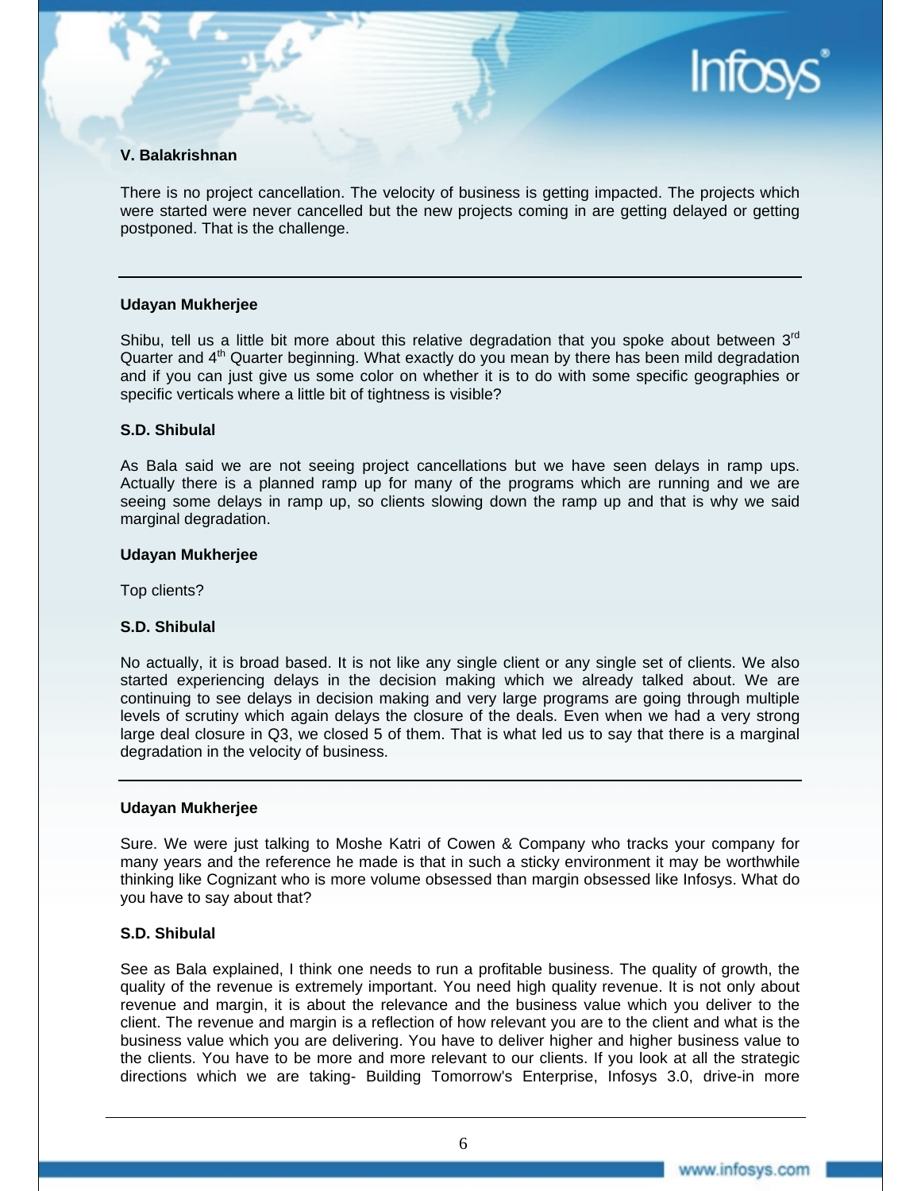**V. Balakrishnan**

There is no project cancellation. The velocity of business is getting impacted. The projects which were started were never cancelled but the new projects coming in are getting delayed or getting postponed. That is the challenge.

---

**Udayan Mukherjee**

Shibu, tell us a little bit more about this relative degradation that you spoke about between 3rd Quarter and 4th Quarter beginning. What exactly do you mean by there has been mild degradation and if you can just give us some color on whether it is to do with some specific geographies or specific verticals where a little bit of tightness is visible?

**S.D. Shibulal**

As Bala said we are not seeing project cancellations but we have seen delays in ramp ups. Actually there is a planned ramp up for many of the programs which are running and we are seeing some delays in ramp up, so clients slowing down the ramp up and that is why we said marginal degradation.

**Udayan Mukherjee**

Top clients?

**S.D. Shibulal**

No actually, it is broad based. It is not like any single client or any single set of clients. We also started experiencing delays in the decision making which we already talked about. We are continuing to see delays in decision making and very large programs are going through multiple levels of scrutiny which again delays the closure of the deals. Even when we had a very strong large deal closure in Q3, we closed 5 of them. That is what led us to say that there is a marginal degradation in the velocity of business.

---

**Udayan Mukherjee**

Sure. We were just talking to Moshe Katri of Cowen & Company who tracks your company for many years and the reference he made is that in such a sticky environment it may be worthwhile thinking like Cognizant who is more volume obsessed than margin obsessed like Infosys. What do you have to say about that?

**S.D. Shibulal**

See as Bala explained, I think one needs to run a profitable business. The quality of growth, the quality of the revenue is extremely important. You need high quality revenue. It is not only about revenue and margin, it is about the relevance and the business value which you deliver to the client. The revenue and margin is a reflection of how relevant you are to the client and what is the business value which you are delivering. You have to deliver higher and higher business value to the clients. You have to be more and more relevant to our clients. If you look at all the strategic directions which we are taking- Building Tomorrow's Enterprise, Infosys 3.0, drive-in more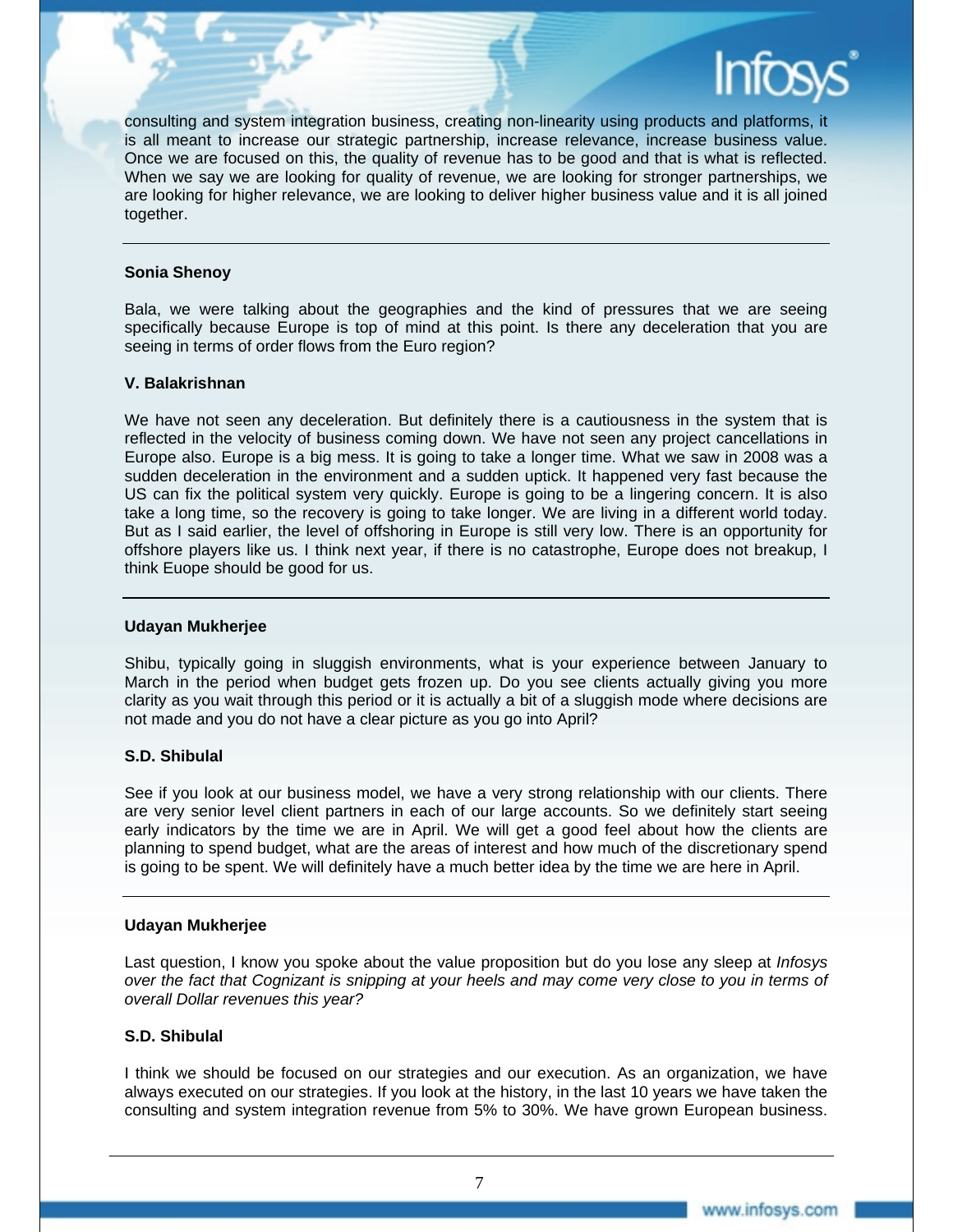consulting and system integration business, creating non-linearity using products and platforms, it is all meant to increase our strategic partnership, increase relevance, increase business value. Once we are focused on this, the quality of revenue has to be good and that is what is reflected. When we say we are looking for quality of revenue, we are looking for stronger partnerships, we are looking for higher relevance, we are looking to deliver higher business value and it is all joined together.

---

**Sonia Shenoy**

Bala, we were talking about the geographies and the kind of pressures that we are seeing specifically because Europe is top of mind at this point. Is there any deceleration that you are seeing in terms of order flows from the Euro region?

**V. Balakrishnan**

We have not seen any deceleration. But definitely there is a cautiousness in the system that is reflected in the velocity of business coming down. We have not seen any project cancellations in Europe also. Europe is a big mess. It is going to take a longer time. What we saw in 2008 was a sudden deceleration in the environment and a sudden uptick. It happened very fast because the US can fix the political system very quickly. Europe is going to be a lingering concern. It is also take a long time, so the recovery is going to take longer. We are living in a different world today. But as I said earlier, the level of offshoring in Europe is still very low. There is an opportunity for offshore players like us. I think next year, if there is no catastrophe, Europe does not breakup, I think Euope should be good for us.

---

**Udayan Mukherjee**

Shibu, typically going in sluggish environments, what is your experience between January to March in the period when budget gets frozen up. Do you see clients actually giving you more clarity as you wait through this period or it is actually a bit of a sluggish mode where decisions are not made and you do not have a clear picture as you go into April?

**S.D. Shibulal**

See if you look at our business model, we have a very strong relationship with our clients. There are very senior level client partners in each of our large accounts. So we definitely start seeing early indicators by the time we are in April. We will get a good feel about how the clients are planning to spend budget, what are the areas of interest and how much of the discretionary spend is going to be spent. We will definitely have a much better idea by the time we are here in April.

---

**Udayan Mukherjee**

Last question, I know you spoke about the value proposition but do you lose any sleep at *Infosys over the fact that Cognizant is snipping at your heels and may come very close to you in terms of overall Dollar revenues this year?*

**S.D. Shibulal**

I think we should be focused on our strategies and our execution. As an organization, we have always executed on our strategies. If you look at the history, in the last 10 years we have taken the consulting and system integration revenue from 5% to 30%. We have grown European business.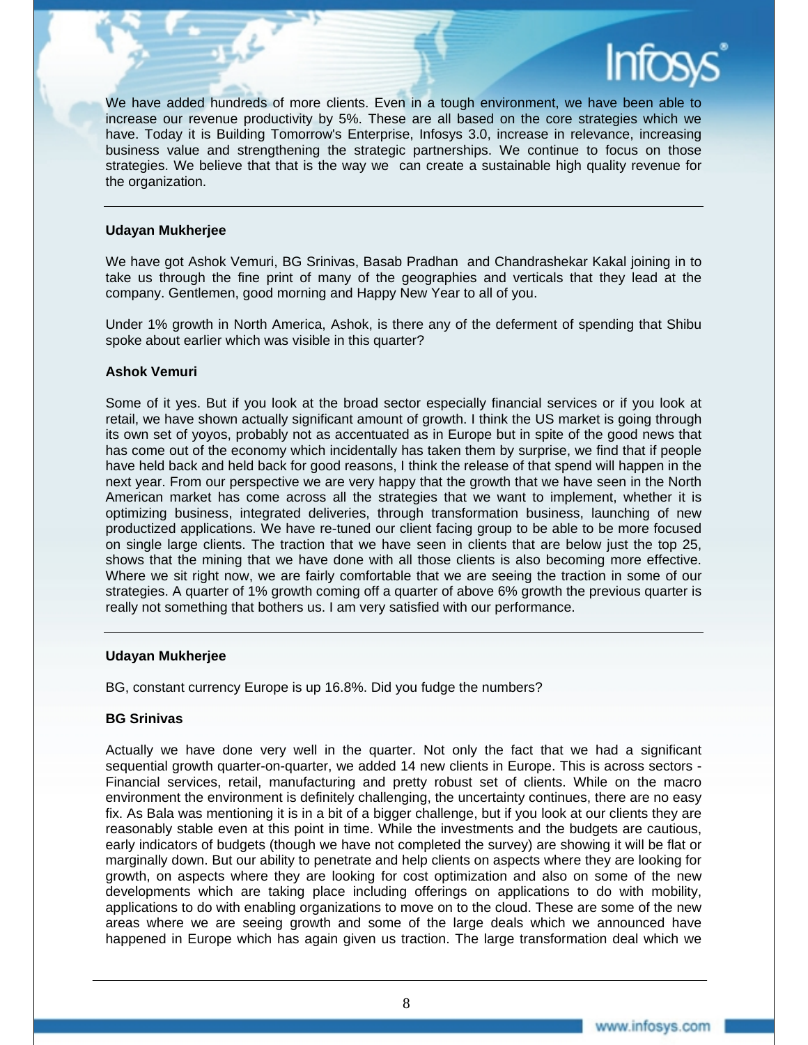We have added hundreds of more clients. Even in a tough environment, we have been able to increase our revenue productivity by 5%. These are all based on the core strategies which we have. Today it is Building Tomorrow's Enterprise, Infosys 3.0, increase in relevance, increasing business value and strengthening the strategic partnerships. We continue to focus on those strategies. We believe that that is the way we can create a sustainable high quality revenue for the organization.

---

**Udayan Mukherjee**

We have got Ashok Vemuri, BG Srinivas, Basab Pradhan and Chandrashekar Kakal joining in to take us through the fine print of many of the geographies and verticals that they lead at the company. Gentlemen, good morning and Happy New Year to all of you.

Under 1% growth in North America, Ashok, is there any of the deferment of spending that Shibu spoke about earlier which was visible in this quarter?

**Ashok Vemuri**

Some of it yes. But if you look at the broad sector especially financial services or if you look at retail, we have shown actually significant amount of growth. I think the US market is going through its own set of yoyos, probably not as accentuated as in Europe but in spite of the good news that has come out of the economy which incidentally has taken them by surprise, we find that if people have held back and held back for good reasons, I think the release of that spend will happen in the next year. From our perspective we are very happy that the growth that we have seen in the North American market has come across all the strategies that we want to implement, whether it is optimizing business, integrated deliveries, through transformation business, launching of new productized applications. We have re-tuned our client facing group to be able to be more focused on single large clients. The traction that we have seen in clients that are below just the top 25, shows that the mining that we have done with all those clients is also becoming more effective. Where we sit right now, we are fairly comfortable that we are seeing the traction in some of our strategies. A quarter of 1% growth coming off a quarter of above 6% growth the previous quarter is really not something that bothers us. I am very satisfied with our performance.

---

**Udayan Mukherjee**

BG, constant currency Europe is up 16.8%. Did you fudge the numbers?

**BG Srinivas**

Actually we have done very well in the quarter. Not only the fact that we had a significant sequential growth quarter-on-quarter, we added 14 new clients in Europe. This is across sectors - Financial services, retail, manufacturing and pretty robust set of clients. While on the macro environment the environment is definitely challenging, the uncertainty continues, there are no easy fix. As Bala was mentioning it is in a bit of a bigger challenge, but if you look at our clients they are reasonably stable even at this point in time. While the investments and the budgets are cautious, early indicators of budgets (though we have not completed the survey) are showing it will be flat or marginally down. But our ability to penetrate and help clients on aspects where they are looking for growth, on aspects where they are looking for cost optimization and also on some of the new developments which are taking place including offerings on applications to do with mobility, applications to do with enabling organizations to move on to the cloud. These are some of the new areas where we are seeing growth and some of the large deals which we announced have happened in Europe which has again given us traction. The large transformation deal which we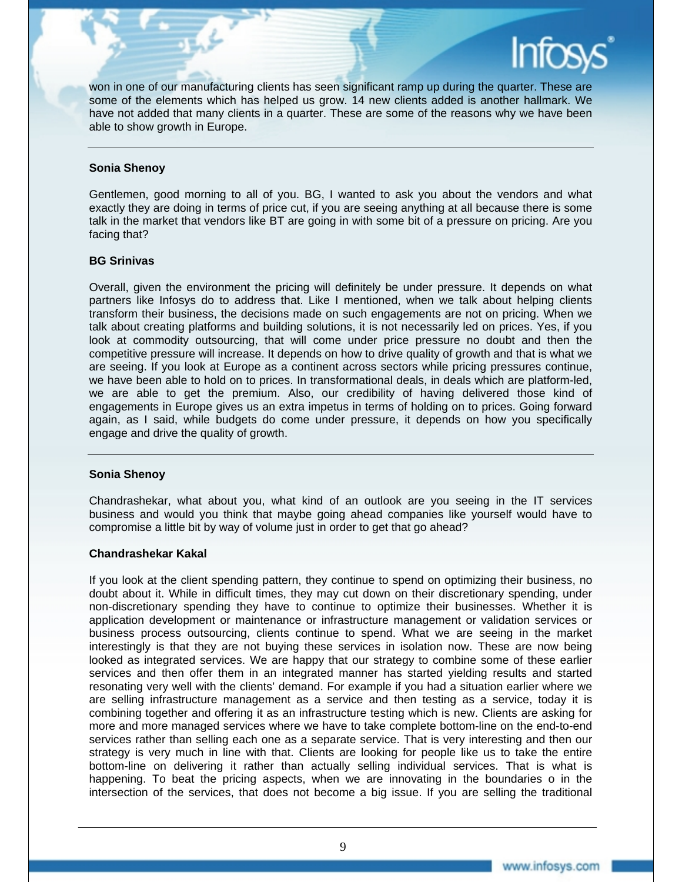won in one of our manufacturing clients has seen significant ramp up during the quarter. These are some of the elements which has helped us grow. 14 new clients added is another hallmark. We have not added that many clients in a quarter. These are some of the reasons why we have been able to show growth in Europe.

---

**Sonia Shenoy**

Gentlemen, good morning to all of you. BG, I wanted to ask you about the vendors and what exactly they are doing in terms of price cut, if you are seeing anything at all because there is some talk in the market that vendors like BT are going in with some bit of a pressure on pricing. Are you facing that?

**BG Srinivas**

Overall, given the environment the pricing will definitely be under pressure. It depends on what partners like Infosys do to address that. Like I mentioned, when we talk about helping clients transform their business, the decisions made on such engagements are not on pricing. When we talk about creating platforms and building solutions, it is not necessarily led on prices. Yes, if you look at commodity outsourcing, that will come under price pressure no doubt and then the competitive pressure will increase. It depends on how to drive quality of growth and that is what we are seeing. If you look at Europe as a continent across sectors while pricing pressures continue, we have been able to hold on to prices. In transformational deals, in deals which are platform-led, we are able to get the premium. Also, our credibility of having delivered those kind of engagements in Europe gives us an extra impetus in terms of holding on to prices. Going forward again, as I said, while budgets do come under pressure, it depends on how you specifically engage and drive the quality of growth.

---

**Sonia Shenoy**

Chandrashekar, what about you, what kind of an outlook are you seeing in the IT services business and would you think that maybe going ahead companies like yourself would have to compromise a little bit by way of volume just in order to get that go ahead?

**Chandrashekar Kakal**

If you look at the client spending pattern, they continue to spend on optimizing their business, no doubt about it. While in difficult times, they may cut down on their discretionary spending, under non-discretionary spending they have to continue to optimize their businesses. Whether it is application development or maintenance or infrastructure management or validation services or business process outsourcing, clients continue to spend. What we are seeing in the market interestingly is that they are not buying these services in isolation now. These are now being looked as integrated services. We are happy that our strategy to combine some of these earlier services and then offer them in an integrated manner has started yielding results and started resonating very well with the clients' demand. For example if you had a situation earlier where we are selling infrastructure management as a service and then testing as a service, today it is combining together and offering it as an infrastructure testing which is new. Clients are asking for more and more managed services where we have to take complete bottom-line on the end-to-end services rather than selling each one as a separate service. That is very interesting and then our strategy is very much in line with that. Clients are looking for people like us to take the entire bottom-line on delivering it rather than actually selling individual services. That is what is happening. To beat the pricing aspects, when we are innovating in the boundaries o in the intersection of the services, that does not become a big issue. If you are selling the traditional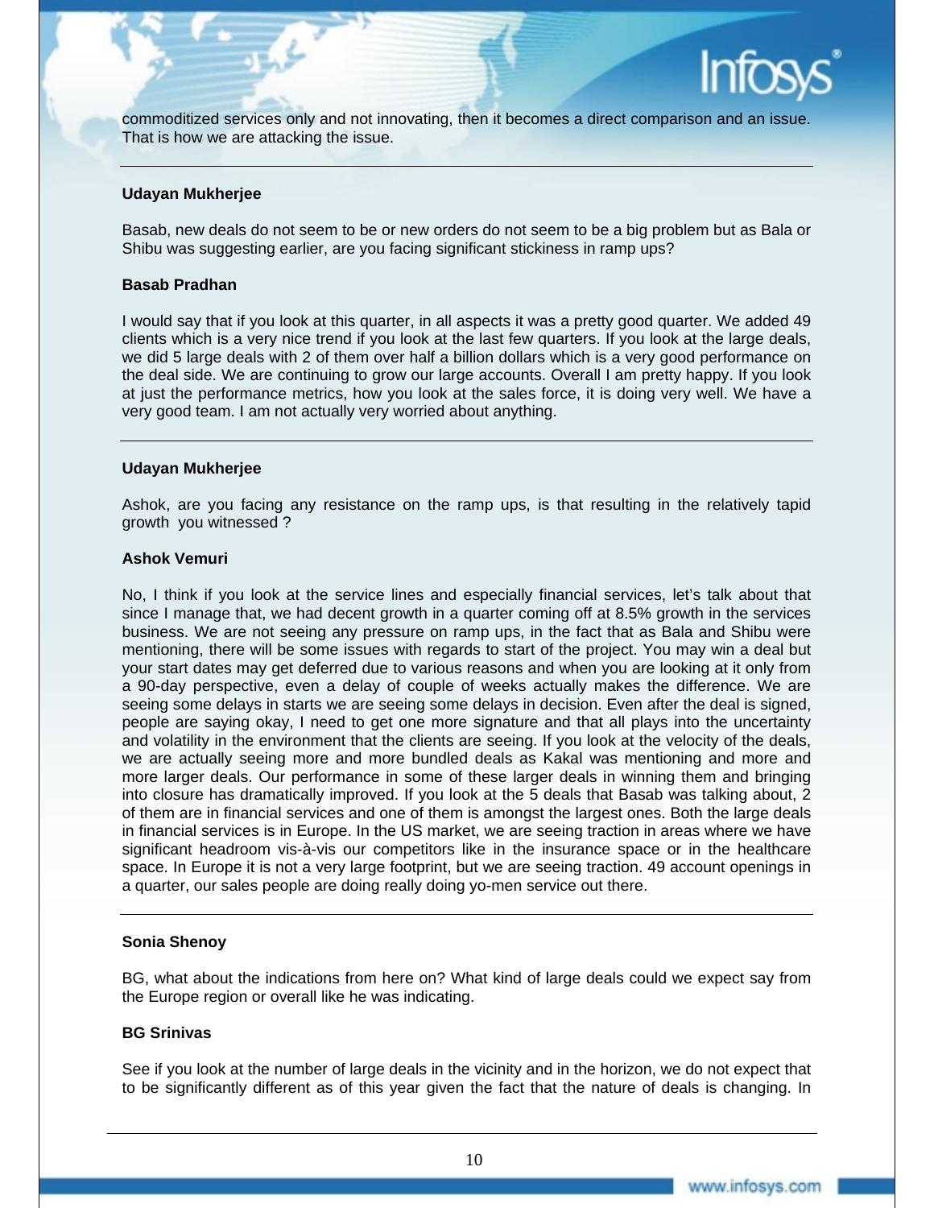commoditized services only and not innovating, then it becomes a direct comparison and an issue. That is how we are attacking the issue.

---

**Udayan Mukherjee**

Basab, new deals do not seem to be or new orders do not seem to be a big problem but as Bala or Shibu was suggesting earlier, are you facing significant stickiness in ramp ups?

**Basab Pradhan**

I would say that if you look at this quarter, in all aspects it was a pretty good quarter. We added 49 clients which is a very nice trend if you look at the last few quarters. If you look at the large deals, we did 5 large deals with 2 of them over half a billion dollars which is a very good performance on the deal side. We are continuing to grow our large accounts. Overall I am pretty happy. If you look at just the performance metrics, how you look at the sales force, it is doing very well. We have a very good team. I am not actually very worried about anything.

---

**Udayan Mukherjee**

Ashok, are you facing any resistance on the ramp ups, is that resulting in the relatively tapid growth you witnessed ?

**Ashok Vemuri**

No, I think if you look at the service lines and especially financial services, let's talk about that since I manage that, we had decent growth in a quarter coming off at 8.5% growth in the services business. We are not seeing any pressure on ramp ups, in the fact that as Bala and Shibu were mentioning, there will be some issues with regards to start of the project. You may win a deal but your start dates may get deferred due to various reasons and when you are looking at it only from a 90-day perspective, even a delay of couple of weeks actually makes the difference. We are seeing some delays in starts we are seeing some delays in decision. Even after the deal is signed, people are saying okay, I need to get one more signature and that all plays into the uncertainty and volatility in the environment that the clients are seeing. If you look at the velocity of the deals, we are actually seeing more and more bundled deals as Kakal was mentioning and more and more larger deals. Our performance in some of these larger deals in winning them and bringing into closure has dramatically improved. If you look at the 5 deals that Basab was talking about, 2 of them are in financial services and one of them is amongst the largest ones. Both the large deals in financial services is in Europe. In the US market, we are seeing traction in areas where we have significant headroom vis-à-vis our competitors like in the insurance space or in the healthcare space. In Europe it is not a very large footprint, but we are seeing traction. 49 account openings in a quarter, our sales people are doing really doing yo-men service out there.

---

**Sonia Shenoy**

BG, what about the indications from here on? What kind of large deals could we expect say from the Europe region or overall like he was indicating.

**BG Srinivas**

See if you look at the number of large deals in the vicinity and in the horizon, we do not expect that to be significantly different as of this year given the fact that the nature of deals is changing. In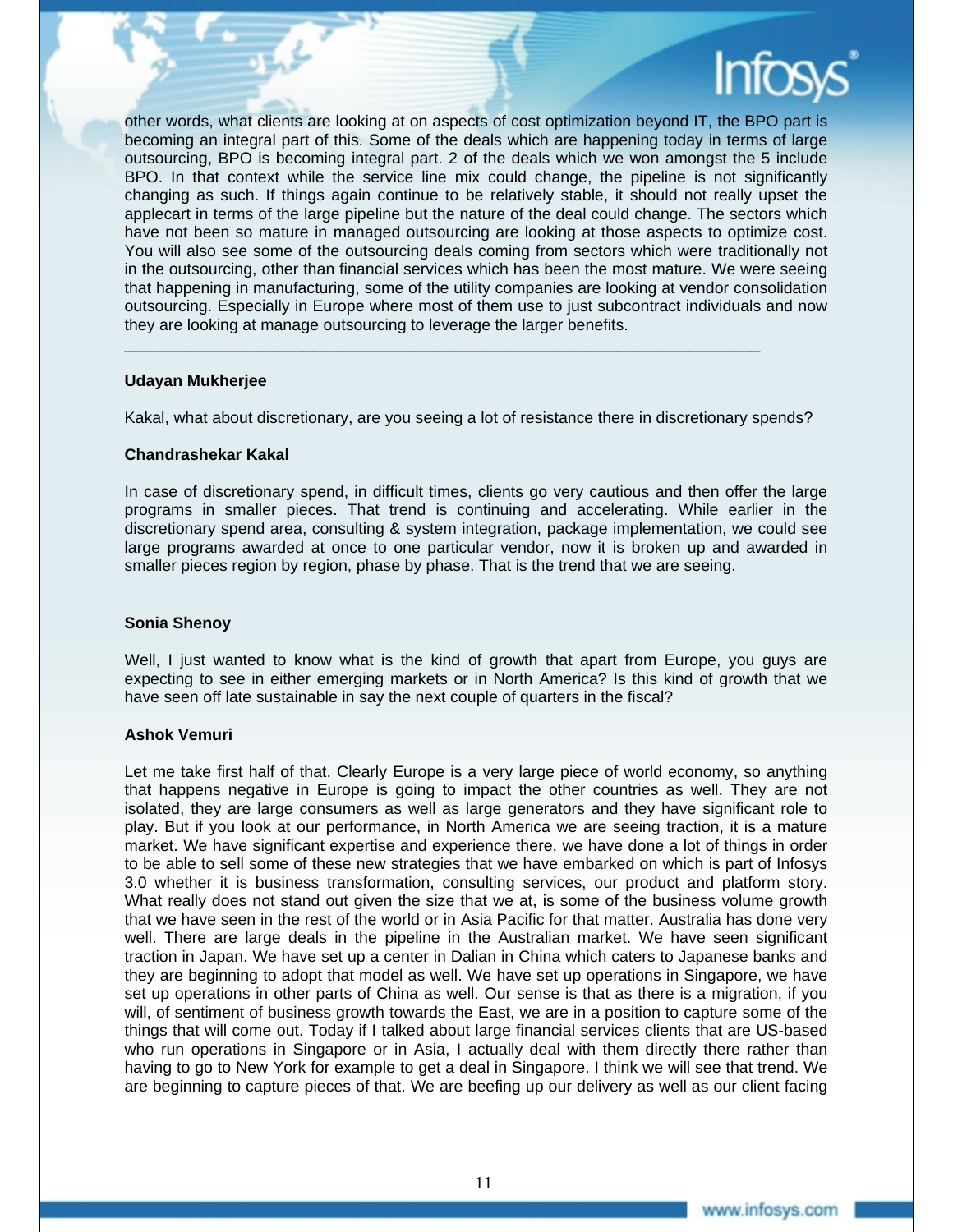other words, what clients are looking at on aspects of cost optimization beyond IT, the BPO part is becoming an integral part of this. Some of the deals which are happening today in terms of large outsourcing, BPO is becoming integral part. 2 of the deals which we won amongst the 5 include BPO. In that context while the service line mix could change, the pipeline is not significantly changing as such. If things again continue to be relatively stable, it should not really upset the applecart in terms of the large pipeline but the nature of the deal could change. The sectors which have not been so mature in managed outsourcing are looking at those aspects to optimize cost. You will also see some of the outsourcing deals coming from sectors which were traditionally not in the outsourcing, other than financial services which has been the most mature. We were seeing that happening in manufacturing, some of the utility companies are looking at vendor consolidation outsourcing. Especially in Europe where most of them use to just subcontract individuals and now they are looking at manage outsourcing to leverage the larger benefits.

---

**Udayan Mukherjee**

Kakal, what about discretionary, are you seeing a lot of resistance there in discretionary spends?

**Chandrashekar Kakal**

In case of discretionary spend, in difficult times, clients go very cautious and then offer the large programs in smaller pieces. That trend is continuing and accelerating. While earlier in the discretionary spend area, consulting & system integration, package implementation, we could see large programs awarded at once to one particular vendor, now it is broken up and awarded in smaller pieces region by region, phase by phase. That is the trend that we are seeing.

---

**Sonia Shenoy**

Well, I just wanted to know what is the kind of growth that apart from Europe, you guys are expecting to see in either emerging markets or in North America? Is this kind of growth that we have seen off late sustainable in say the next couple of quarters in the fiscal?

**Ashok Vemuri**

Let me take first half of that. Clearly Europe is a very large piece of world economy, so anything that happens negative in Europe is going to impact the other countries as well. They are not isolated, they are large consumers as well as large generators and they have significant role to play. But if you look at our performance, in North America we are seeing traction, it is a mature market. We have significant expertise and experience there, we have done a lot of things in order to be able to sell some of these new strategies that we have embarked on which is part of Infosys 3.0 whether it is business transformation, consulting services, our product and platform story. What really does not stand out given the size that we at, is some of the business volume growth that we have seen in the rest of the world or in Asia Pacific for that matter. Australia has done very well. There are large deals in the pipeline in the Australian market. We have seen significant traction in Japan. We have set up a center in Dalian in China which caters to Japanese banks and they are beginning to adopt that model as well. We have set up operations in Singapore, we have set up operations in other parts of China as well. Our sense is that as there is a migration, if you will, of sentiment of business growth towards the East, we are in a position to capture some of the things that will come out. Today if I talked about large financial services clients that are US-based who run operations in Singapore or in Asia, I actually deal with them directly there rather than having to go to New York for example to get a deal in Singapore. I think we will see that trend. We are beginning to capture pieces of that. We are beefing up our delivery as well as our client facing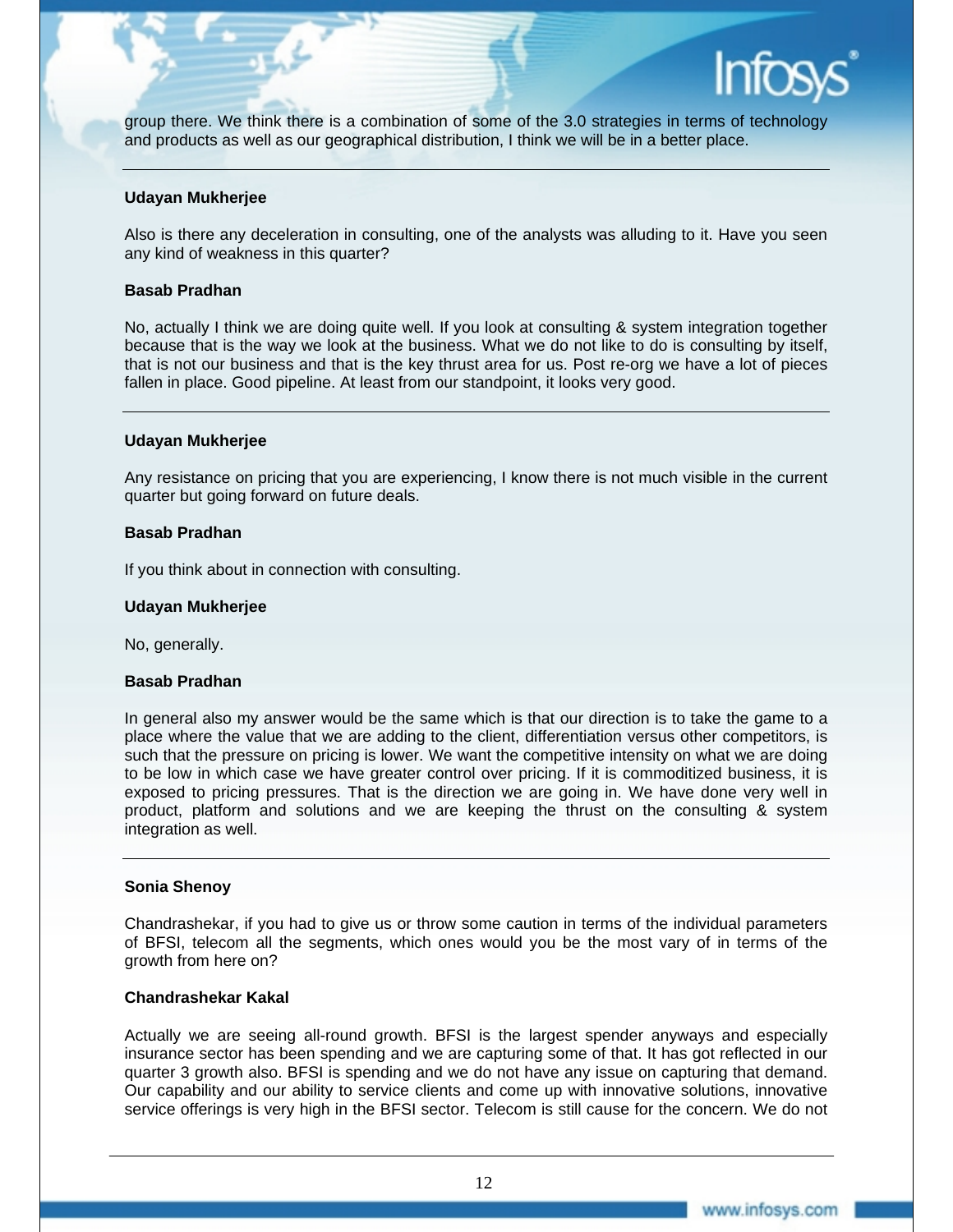group there. We think there is a combination of some of the 3.0 strategies in terms of technology and products as well as our geographical distribution, I think we will be in a better place.

---

**Udayan Mukherjee**

Also is there any deceleration in consulting, one of the analysts was alluding to it. Have you seen any kind of weakness in this quarter?

**Basab Pradhan**

No, actually I think we are doing quite well. If you look at consulting & system integration together because that is the way we look at the business. What we do not like to do is consulting by itself, that is not our business and that is the key thrust area for us. Post re-org we have a lot of pieces fallen in place. Good pipeline. At least from our standpoint, it looks very good.

---

**Udayan Mukherjee**

Any resistance on pricing that you are experiencing, I know there is not much visible in the current quarter but going forward on future deals.

**Basab Pradhan**

If you think about in connection with consulting.

**Udayan Mukherjee**

No, generally.

**Basab Pradhan**

In general also my answer would be the same which is that our direction is to take the game to a place where the value that we are adding to the client, differentiation versus other competitors, is such that the pressure on pricing is lower. We want the competitive intensity on what we are doing to be low in which case we have greater control over pricing. If it is commoditized business, it is exposed to pricing pressures. That is the direction we are going in. We have done very well in product, platform and solutions and we are keeping the thrust on the consulting & system integration as well.

---

**Sonia Shenoy**

Chandrashekar, if you had to give us or throw some caution in terms of the individual parameters of BFSI, telecom all the segments, which ones would you be the most vary of in terms of the growth from here on?

**Chandrashekar Kakal**

Actually we are seeing all-round growth. BFSI is the largest spender anyways and especially insurance sector has been spending and we are capturing some of that. It has got reflected in our quarter 3 growth also. BFSI is spending and we do not have any issue on capturing that demand. Our capability and our ability to service clients and come up with innovative solutions, innovative service offerings is very high in the BFSI sector. Telecom is still cause for the concern. We do not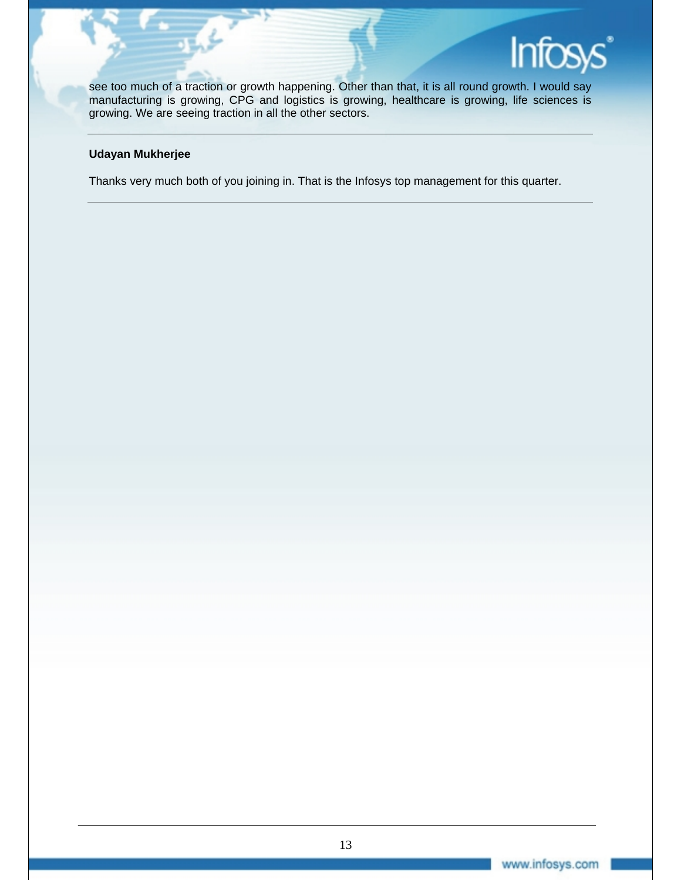see too much of a traction or growth happening. Other than that, it is all round growth. I would say manufacturing is growing, CPG and logistics is growing, healthcare is growing, life sciences is growing. We are seeing traction in all the other sectors.

---

**Udayan Mukherjee**

Thanks very much both of you joining in. That is the Infosys top management for this quarter.

---